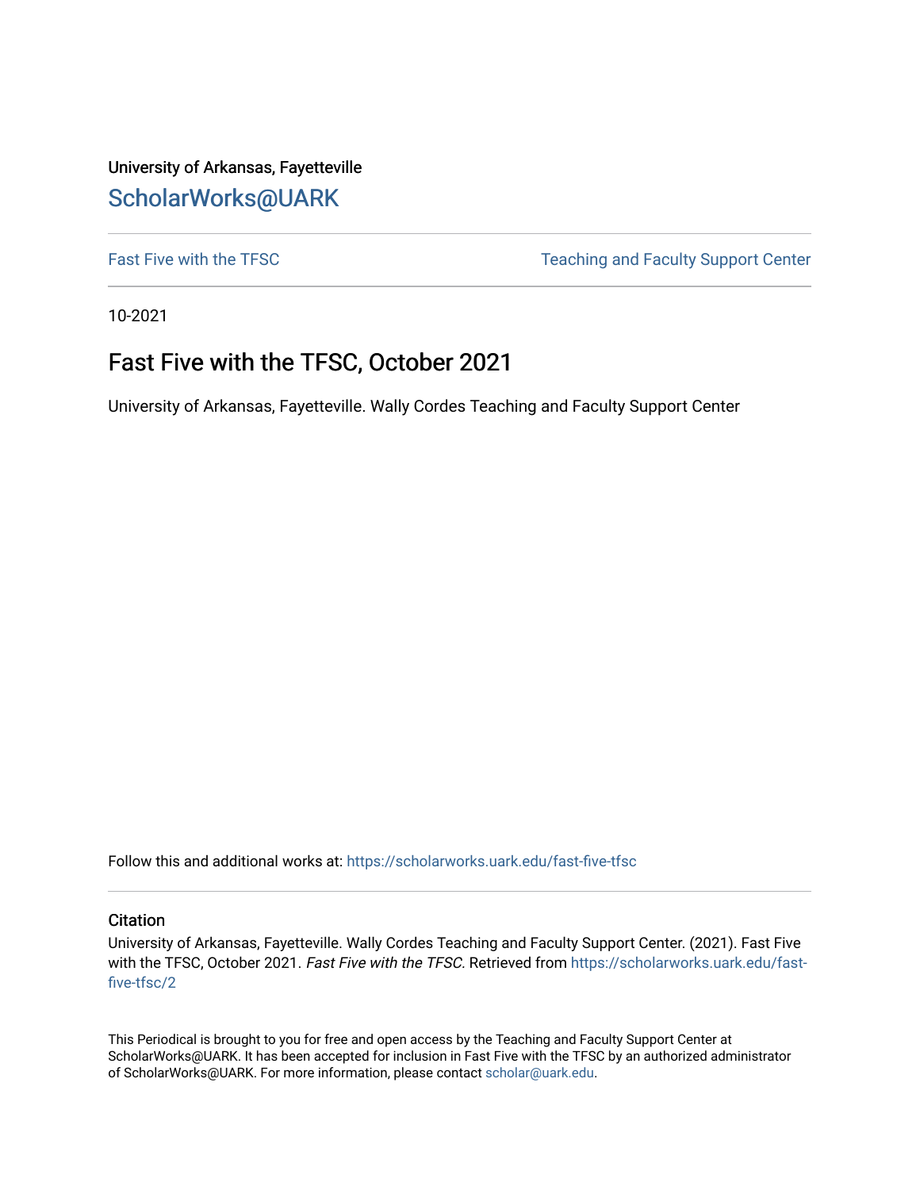University of Arkansas, Fayetteville

ScholarWorks@UARK

Fast Five with the TFSC | Teaching and Faculty Support Center

10-2021

# Fast Five with the TFSC, October 2021

University of Arkansas, Fayetteville. Wally Cordes Teaching and Faculty Support Center

Follow this and additional works at: https://scholarworks.uark.edu/fast-five-tfsc

## Citation

University of Arkansas, Fayetteville. Wally Cordes Teaching and Faculty Support Center. (2021). Fast Five with the TFSC, October 2021. *Fast Five with the TFSC.* Retrieved from https://scholarworks.uark.edu/fast-five-tfsc/2

This Periodical is brought to you for free and open access by the Teaching and Faculty Support Center at ScholarWorks@UARK. It has been accepted for inclusion in Fast Five with the TFSC by an authorized administrator of ScholarWorks@UARK. For more information, please contact scholar@uark.edu.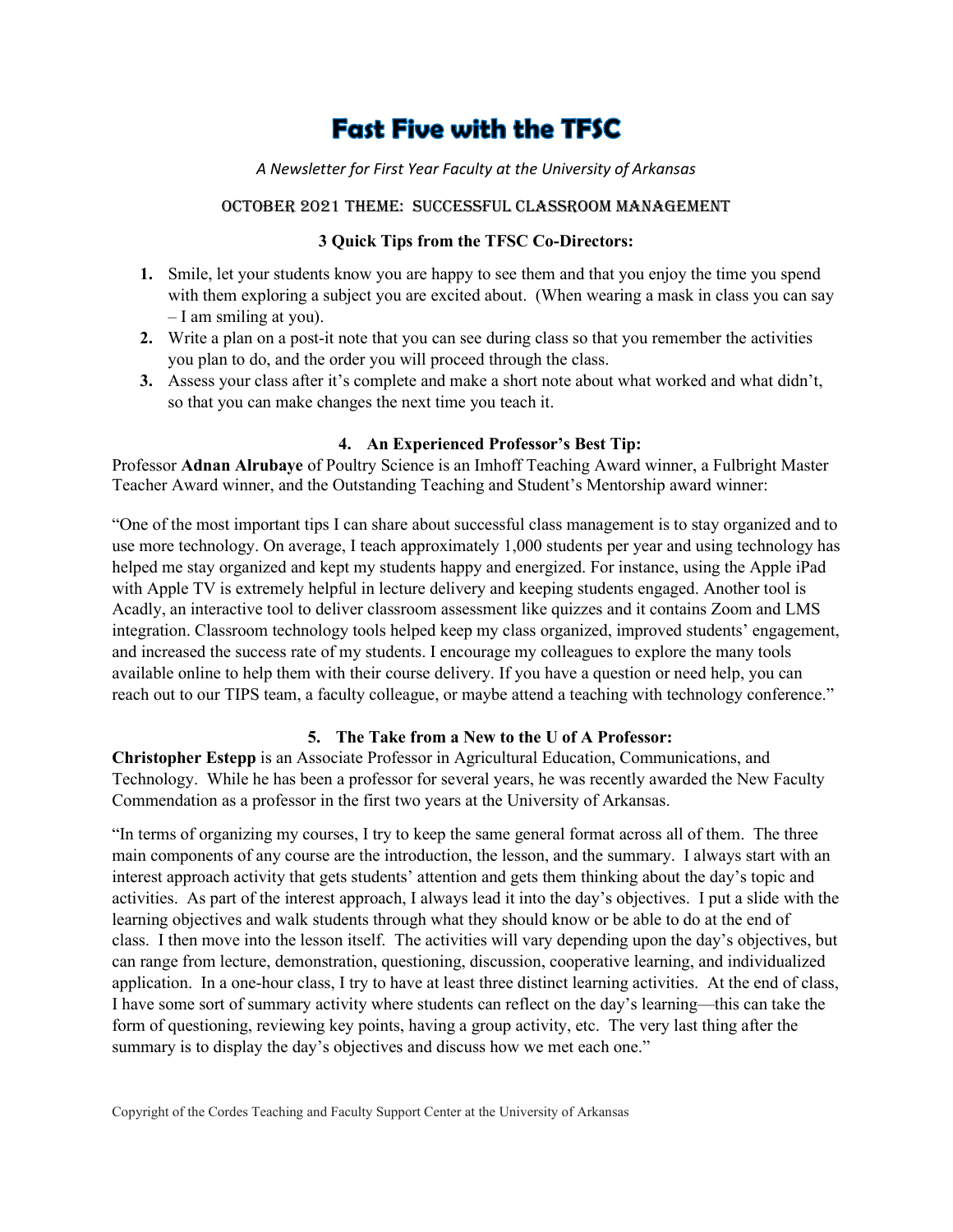# Fast Five with the TFSC

*A Newsletter for First Year Faculty at the University of Arkansas*

## October 2021 Theme: Successful Classroom Management

### 3 Quick Tips from the TFSC Co-Directors:

1. Smile, let your students know you are happy to see them and that you enjoy the time you spend with them exploring a subject you are excited about. (When wearing a mask in class you can say – I am smiling at you).
2. Write a plan on a post-it note that you can see during class so that you remember the activities you plan to do, and the order you will proceed through the class.
3. Assess your class after it's complete and make a short note about what worked and what didn't, so that you can make changes the next time you teach it.

### 4. An Experienced Professor's Best Tip:

Professor **Adnan Alrubaye** of Poultry Science is an Imhoff Teaching Award winner, a Fulbright Master Teacher Award winner, and the Outstanding Teaching and Student's Mentorship award winner:

"One of the most important tips I can share about successful class management is to stay organized and to use more technology. On average, I teach approximately 1,000 students per year and using technology has helped me stay organized and kept my students happy and energized. For instance, using the Apple iPad with Apple TV is extremely helpful in lecture delivery and keeping students engaged. Another tool is Acadly, an interactive tool to deliver classroom assessment like quizzes and it contains Zoom and LMS integration. Classroom technology tools helped keep my class organized, improved students' engagement, and increased the success rate of my students. I encourage my colleagues to explore the many tools available online to help them with their course delivery. If you have a question or need help, you can reach out to our TIPS team, a faculty colleague, or maybe attend a teaching with technology conference."

### 5. The Take from a New to the U of A Professor:

**Christopher Estepp** is an Associate Professor in Agricultural Education, Communications, and Technology. While he has been a professor for several years, he was recently awarded the New Faculty Commendation as a professor in the first two years at the University of Arkansas.

"In terms of organizing my courses, I try to keep the same general format across all of them. The three main components of any course are the introduction, the lesson, and the summary. I always start with an interest approach activity that gets students' attention and gets them thinking about the day's topic and activities. As part of the interest approach, I always lead it into the day's objectives. I put a slide with the learning objectives and walk students through what they should know or be able to do at the end of class. I then move into the lesson itself. The activities will vary depending upon the day's objectives, but can range from lecture, demonstration, questioning, discussion, cooperative learning, and individualized application. In a one-hour class, I try to have at least three distinct learning activities. At the end of class, I have some sort of summary activity where students can reflect on the day's learning—this can take the form of questioning, reviewing key points, having a group activity, etc. The very last thing after the summary is to display the day's objectives and discuss how we met each one."

Copyright of the Cordes Teaching and Faculty Support Center at the University of Arkansas